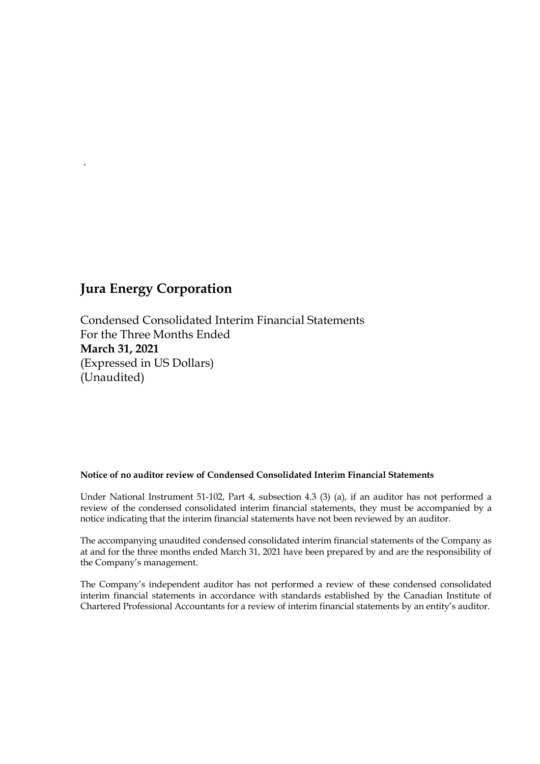# Jura Energy Corporation

Condensed Consolidated Interim Financial Statements
For the Three Months Ended
**March 31, 2021**
(Expressed in US Dollars)
(Unaudited)

**Notice of no auditor review of Condensed Consolidated Interim Financial Statements**

Under National Instrument 51-102, Part 4, subsection 4.3 (3) (a), if an auditor has not performed a review of the condensed consolidated interim financial statements, they must be accompanied by a notice indicating that the interim financial statements have not been reviewed by an auditor.

The accompanying unaudited condensed consolidated interim financial statements of the Company as at and for the three months ended March 31, 2021 have been prepared by and are the responsibility of the Company's management.

The Company's independent auditor has not performed a review of these condensed consolidated interim financial statements in accordance with standards established by the Canadian Institute of Chartered Professional Accountants for a review of interim financial statements by an entity's auditor.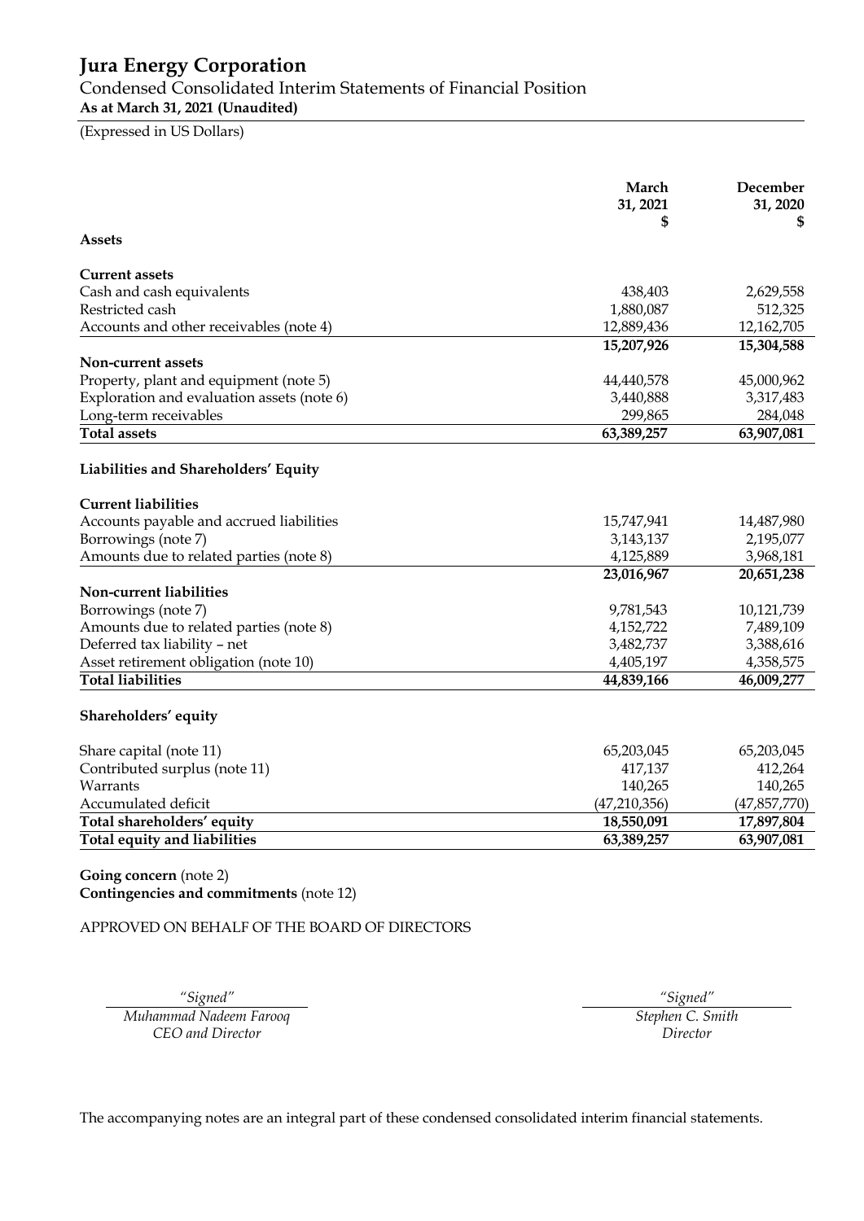# Jura Energy Corporation

## Condensed Consolidated Interim Statements of Financial Position

**As at March 31, 2021 (Unaudited)**

(Expressed in US Dollars)

| | March 31, 2021 $ | December 31, 2020 $ |
|---|---|---|
| **Assets** | | |
| **Current assets** | | |
| Cash and cash equivalents | 438,403 | 2,629,558 |
| Restricted cash | 1,880,087 | 512,325 |
| Accounts and other receivables (note 4) | 12,889,436 | 12,162,705 |
| | **15,207,926** | **15,304,588** |
| **Non-current assets** | | |
| Property, plant and equipment (note 5) | 44,440,578 | 45,000,962 |
| Exploration and evaluation assets (note 6) | 3,440,888 | 3,317,483 |
| Long-term receivables | 299,865 | 284,048 |
| **Total assets** | **63,389,257** | **63,907,081** |
| **Liabilities and Shareholders' Equity** | | |
| **Current liabilities** | | |
| Accounts payable and accrued liabilities | 15,747,941 | 14,487,980 |
| Borrowings (note 7) | 3,143,137 | 2,195,077 |
| Amounts due to related parties (note 8) | 4,125,889 | 3,968,181 |
| | **23,016,967** | **20,651,238** |
| **Non-current liabilities** | | |
| Borrowings (note 7) | 9,781,543 | 10,121,739 |
| Amounts due to related parties (note 8) | 4,152,722 | 7,489,109 |
| Deferred tax liability – net | 3,482,737 | 3,388,616 |
| Asset retirement obligation (note 10) | 4,405,197 | 4,358,575 |
| **Total liabilities** | **44,839,166** | **46,009,277** |
| **Shareholders' equity** | | |
| Share capital (note 11) | 65,203,045 | 65,203,045 |
| Contributed surplus (note 11) | 417,137 | 412,264 |
| Warrants | 140,265 | 140,265 |
| Accumulated deficit | (47,210,356) | (47,857,770) |
| **Total shareholders' equity** | **18,550,091** | **17,897,804** |
| **Total equity and liabilities** | **63,389,257** | **63,907,081** |

**Going concern** (note 2)
**Contingencies and commitments** (note 12)

APPROVED ON BEHALF OF THE BOARD OF DIRECTORS

*"Signed"*
*Muhammad Nadeem Farooq*
*CEO and Director*

*"Signed"*
*Stephen C. Smith*
*Director*

The accompanying notes are an integral part of these condensed consolidated interim financial statements.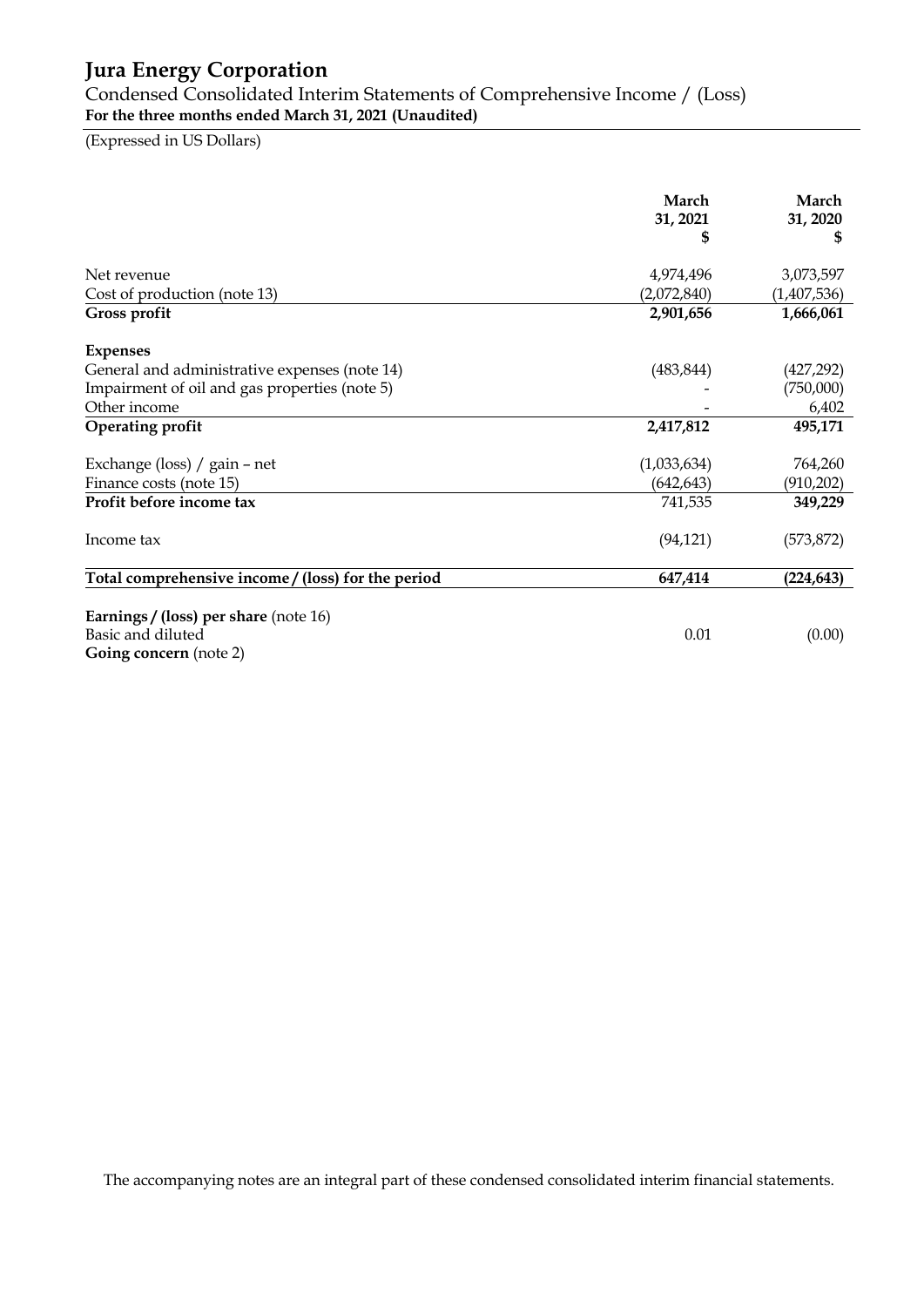# Jura Energy Corporation

Condensed Consolidated Interim Statements of Comprehensive Income / (Loss)

**For the three months ended March 31, 2021 (Unaudited)**

(Expressed in US Dollars)

| | **March 31, 2021 $** | **March 31, 2020 $** |
|---|---|---|
| Net revenue | 4,974,496 | 3,073,597 |
| Cost of production (note 13) | (2,072,840) | (1,407,536) |
| **Gross profit** | **2,901,656** | **1,666,061** |
| **Expenses** | | |
| General and administrative expenses (note 14) | (483,844) | (427,292) |
| Impairment of oil and gas properties (note 5) | - | (750,000) |
| Other income | - | 6,402 |
| **Operating profit** | **2,417,812** | **495,171** |
| Exchange (loss) / gain – net | (1,033,634) | 764,260 |
| Finance costs (note 15) | (642,643) | (910,202) |
| **Profit before income tax** | 741,535 | **349,229** |
| Income tax | (94,121) | (573,872) |
| **Total comprehensive income / (loss) for the period** | **647,414** | **(224,643)** |
| **Earnings / (loss) per share** (note 16) | | |
| Basic and diluted | 0.01 | (0.00) |
| **Going concern** (note 2) | | |

The accompanying notes are an integral part of these condensed consolidated interim financial statements.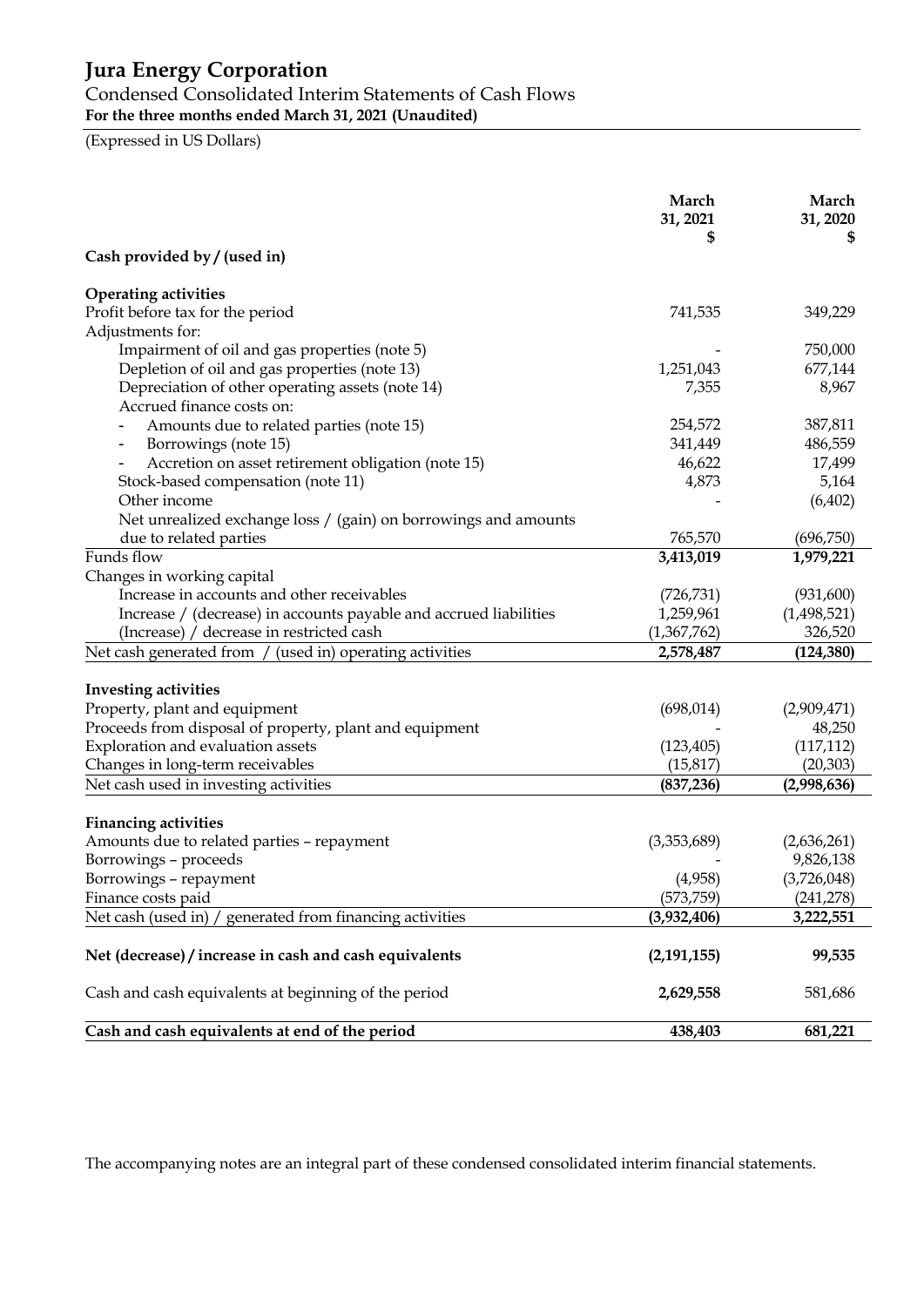# Jura Energy Corporation

## Condensed Consolidated Interim Statements of Cash Flows

**For the three months ended March 31, 2021 (Unaudited)**

(Expressed in US Dollars)

| | **March 31, 2021 $** | **March 31, 2020 $** |
|---|---|---|
| **Cash provided by / (used in)** | | |
| **Operating activities** | | |
| Profit before tax for the period | 741,535 | 349,229 |
| Adjustments for: | | |
| Impairment of oil and gas properties (note 5) | - | 750,000 |
| Depletion of oil and gas properties (note 13) | 1,251,043 | 677,144 |
| Depreciation of other operating assets (note 14) | 7,355 | 8,967 |
| Accrued finance costs on: | | |
| - Amounts due to related parties (note 15) | 254,572 | 387,811 |
| - Borrowings (note 15) | 341,449 | 486,559 |
| - Accretion on asset retirement obligation (note 15) | 46,622 | 17,499 |
| Stock-based compensation (note 11) | 4,873 | 5,164 |
| Other income | - | (6,402) |
| Net unrealized exchange loss / (gain) on borrowings and amounts due to related parties | 765,570 | (696,750) |
| Funds flow | **3,413,019** | **1,979,221** |
| Changes in working capital | | |
| Increase in accounts and other receivables | (726,731) | (931,600) |
| Increase / (decrease) in accounts payable and accrued liabilities | 1,259,961 | (1,498,521) |
| (Increase) / decrease in restricted cash | (1,367,762) | 326,520 |
| Net cash generated from / (used in) operating activities | **2,578,487** | **(124,380)** |
| **Investing activities** | | |
| Property, plant and equipment | (698,014) | (2,909,471) |
| Proceeds from disposal of property, plant and equipment | - | 48,250 |
| Exploration and evaluation assets | (123,405) | (117,112) |
| Changes in long-term receivables | (15,817) | (20,303) |
| Net cash used in investing activities | **(837,236)** | **(2,998,636)** |
| **Financing activities** | | |
| Amounts due to related parties – repayment | (3,353,689) | (2,636,261) |
| Borrowings – proceeds | - | 9,826,138 |
| Borrowings – repayment | (4,958) | (3,726,048) |
| Finance costs paid | (573,759) | (241,278) |
| Net cash (used in) / generated from financing activities | **(3,932,406)** | **3,222,551** |
| **Net (decrease) / increase in cash and cash equivalents** | **(2,191,155)** | **99,535** |
| Cash and cash equivalents at beginning of the period | **2,629,558** | 581,686 |
| **Cash and cash equivalents at end of the period** | **438,403** | **681,221** |

The accompanying notes are an integral part of these condensed consolidated interim financial statements.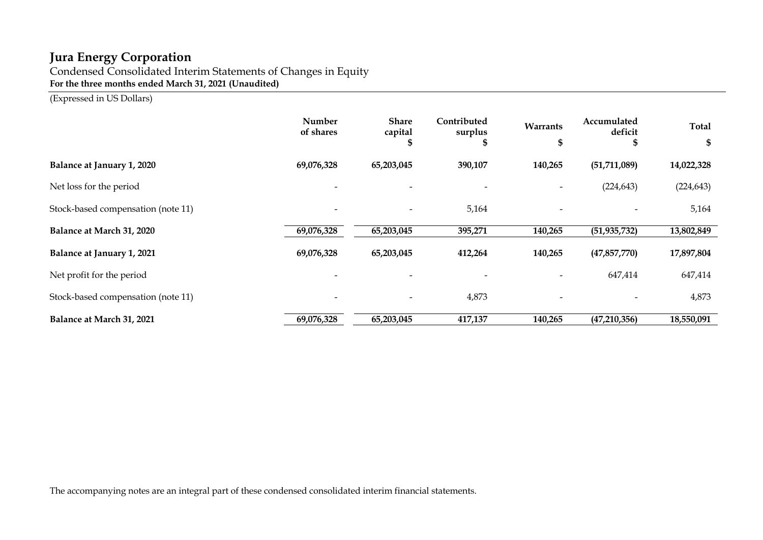# Jura Energy Corporation

Condensed Consolidated Interim Statements of Changes in Equity

**For the three months ended March 31, 2021 (Unaudited)**

(Expressed in US Dollars)

| | Number of shares | Share capital $ | Contributed surplus $ | Warrants $ | Accumulated deficit $ | Total $ |
|---|---|---|---|---|---|---|
| **Balance at January 1, 2020** | **69,076,328** | **65,203,045** | **390,107** | **140,265** | **(51,711,089)** | **14,022,328** |
| Net loss for the period | - | - | - | - | (224,643) | (224,643) |
| Stock-based compensation (note 11) | - | - | 5,164 | - | - | 5,164 |
| **Balance at March 31, 2020** | **69,076,328** | **65,203,045** | **395,271** | **140,265** | **(51,935,732)** | **13,802,849** |
| **Balance at January 1, 2021** | **69,076,328** | **65,203,045** | **412,264** | **140,265** | **(47,857,770)** | **17,897,804** |
| Net profit for the period | - | - | - | - | 647,414 | 647,414 |
| Stock-based compensation (note 11) | - | - | 4,873 | - | - | 4,873 |
| **Balance at March 31, 2021** | **69,076,328** | **65,203,045** | **417,137** | **140,265** | **(47,210,356)** | **18,550,091** |

The accompanying notes are an integral part of these condensed consolidated interim financial statements.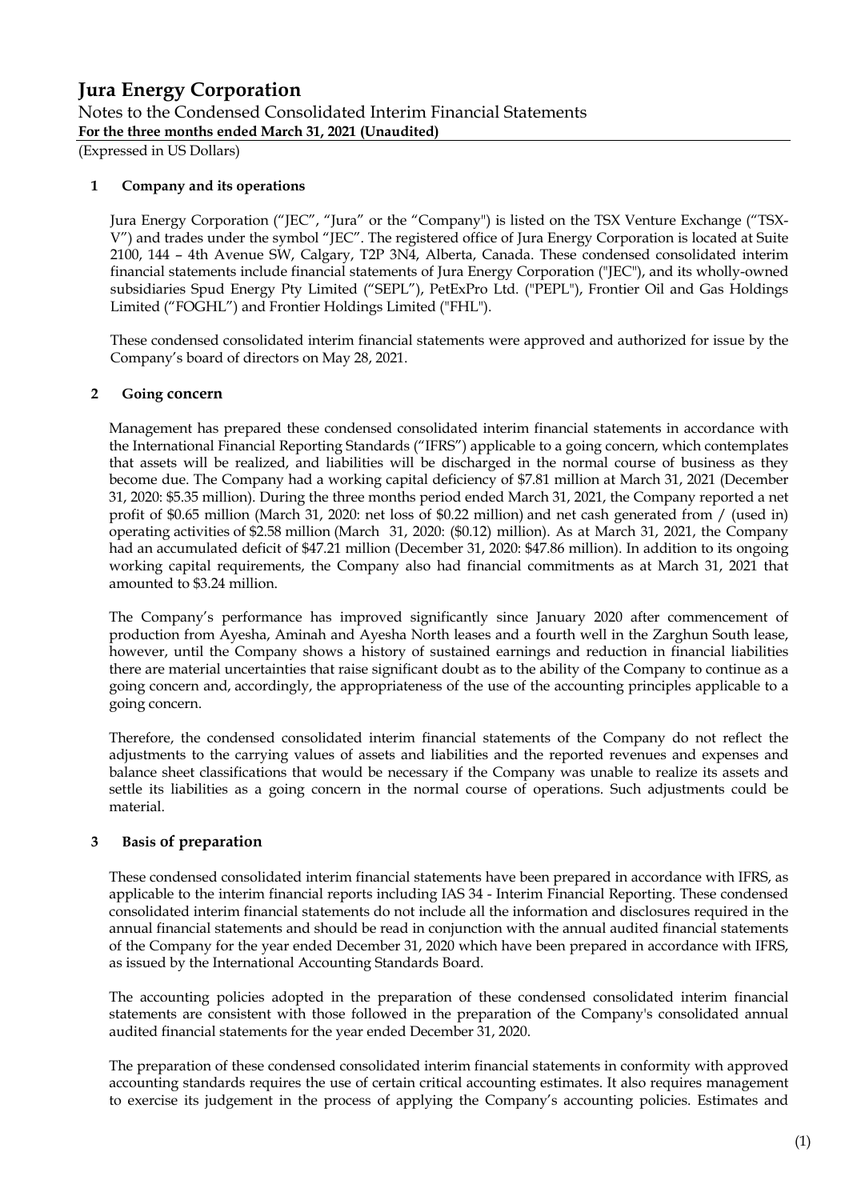# Jura Energy Corporation

Notes to the Condensed Consolidated Interim Financial Statements
**For the three months ended March 31, 2021 (Unaudited)**
(Expressed in US Dollars)

## 1 Company and its operations

Jura Energy Corporation ("JEC", "Jura" or the "Company") is listed on the TSX Venture Exchange ("TSX-V") and trades under the symbol "JEC". The registered office of Jura Energy Corporation is located at Suite 2100, 144 – 4th Avenue SW, Calgary, T2P 3N4, Alberta, Canada. These condensed consolidated interim financial statements include financial statements of Jura Energy Corporation ("JEC"), and its wholly-owned subsidiaries Spud Energy Pty Limited ("SEPL"), PetExPro Ltd. ("PEPL"), Frontier Oil and Gas Holdings Limited ("FOGHL") and Frontier Holdings Limited ("FHL").

These condensed consolidated interim financial statements were approved and authorized for issue by the Company's board of directors on May 28, 2021.

## 2 Going concern

Management has prepared these condensed consolidated interim financial statements in accordance with the International Financial Reporting Standards ("IFRS") applicable to a going concern, which contemplates that assets will be realized, and liabilities will be discharged in the normal course of business as they become due. The Company had a working capital deficiency of $7.81 million at March 31, 2021 (December 31, 2020: $5.35 million). During the three months period ended March 31, 2021, the Company reported a net profit of $0.65 million (March 31, 2020: net loss of $0.22 million) and net cash generated from / (used in) operating activities of $2.58 million (March 31, 2020: ($0.12) million). As at March 31, 2021, the Company had an accumulated deficit of $47.21 million (December 31, 2020: $47.86 million). In addition to its ongoing working capital requirements, the Company also had financial commitments as at March 31, 2021 that amounted to $3.24 million.

The Company's performance has improved significantly since January 2020 after commencement of production from Ayesha, Aminah and Ayesha North leases and a fourth well in the Zarghun South lease, however, until the Company shows a history of sustained earnings and reduction in financial liabilities there are material uncertainties that raise significant doubt as to the ability of the Company to continue as a going concern and, accordingly, the appropriateness of the use of the accounting principles applicable to a going concern.

Therefore, the condensed consolidated interim financial statements of the Company do not reflect the adjustments to the carrying values of assets and liabilities and the reported revenues and expenses and balance sheet classifications that would be necessary if the Company was unable to realize its assets and settle its liabilities as a going concern in the normal course of operations. Such adjustments could be material.

## 3 Basis of preparation

These condensed consolidated interim financial statements have been prepared in accordance with IFRS, as applicable to the interim financial reports including IAS 34 - Interim Financial Reporting. These condensed consolidated interim financial statements do not include all the information and disclosures required in the annual financial statements and should be read in conjunction with the annual audited financial statements of the Company for the year ended December 31, 2020 which have been prepared in accordance with IFRS, as issued by the International Accounting Standards Board.

The accounting policies adopted in the preparation of these condensed consolidated interim financial statements are consistent with those followed in the preparation of the Company's consolidated annual audited financial statements for the year ended December 31, 2020.

The preparation of these condensed consolidated interim financial statements in conformity with approved accounting standards requires the use of certain critical accounting estimates. It also requires management to exercise its judgement in the process of applying the Company's accounting policies. Estimates and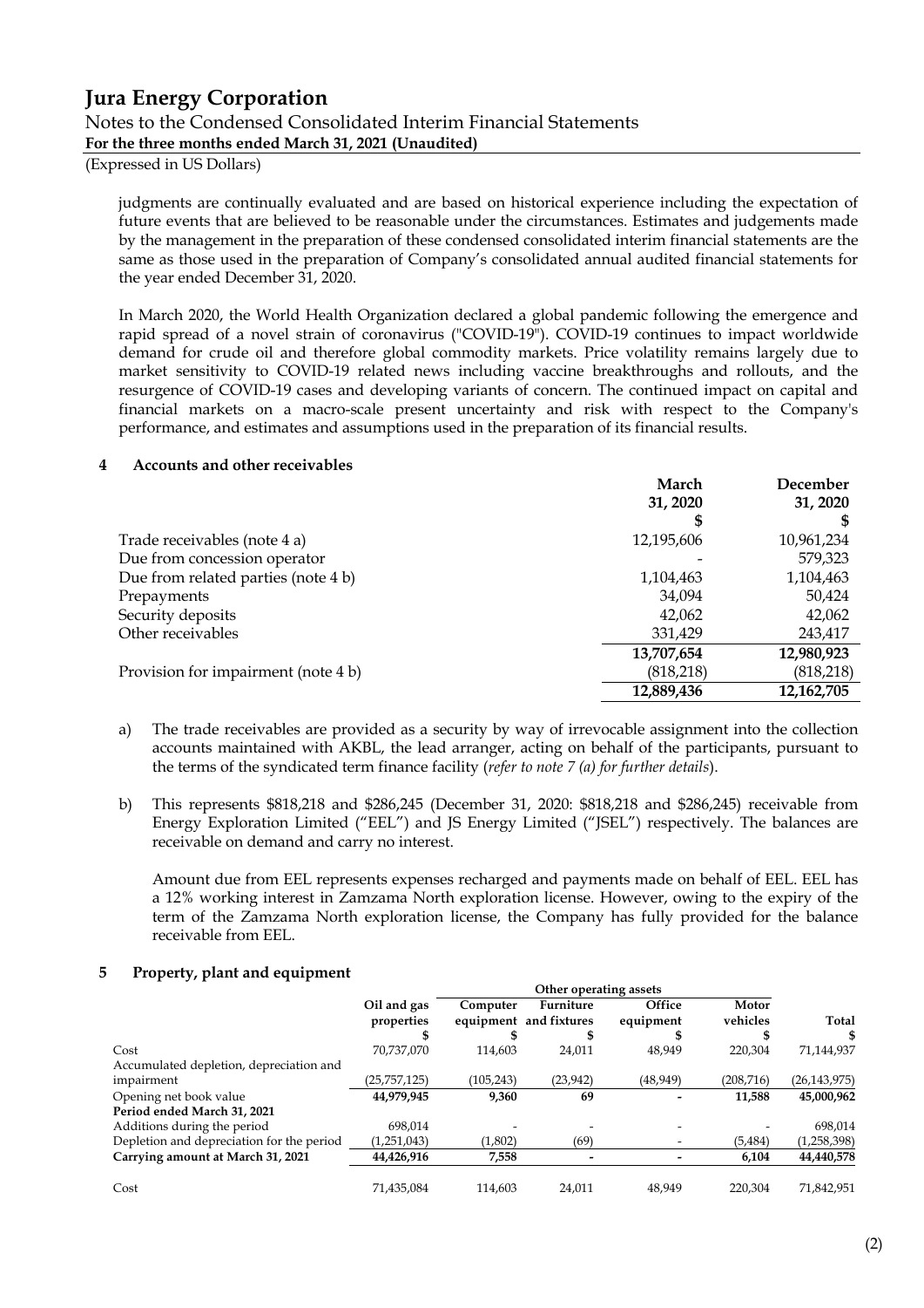judgments are continually evaluated and are based on historical experience including the expectation of future events that are believed to be reasonable under the circumstances. Estimates and judgements made by the management in the preparation of these condensed consolidated interim financial statements are the same as those used in the preparation of Company's consolidated annual audited financial statements for the year ended December 31, 2020.

In March 2020, the World Health Organization declared a global pandemic following the emergence and rapid spread of a novel strain of coronavirus ("COVID-19"). COVID-19 continues to impact worldwide demand for crude oil and therefore global commodity markets. Price volatility remains largely due to market sensitivity to COVID-19 related news including vaccine breakthroughs and rollouts, and the resurgence of COVID-19 cases and developing variants of concern. The continued impact on capital and financial markets on a macro-scale present uncertainty and risk with respect to the Company's performance, and estimates and assumptions used in the preparation of its financial results.

## 4 Accounts and other receivables

| | March 31, 2020 | December 31, 2020 |
|---|---|---|
| | $ | $ |
| Trade receivables (note 4 a) | 12,195,606 | 10,961,234 |
| Due from concession operator | - | 579,323 |
| Due from related parties (note 4 b) | 1,104,463 | 1,104,463 |
| Prepayments | 34,094 | 50,424 |
| Security deposits | 42,062 | 42,062 |
| Other receivables | 331,429 | 243,417 |
| | **13,707,654** | **12,980,923** |
| Provision for impairment (note 4 b) | (818,218) | (818,218) |
| | **12,889,436** | **12,162,705** |

a) The trade receivables are provided as a security by way of irrevocable assignment into the collection accounts maintained with AKBL, the lead arranger, acting on behalf of the participants, pursuant to the terms of the syndicated term finance facility (*refer to note 7 (a) for further details*).

b) This represents $818,218 and $286,245 (December 31, 2020: $818,218 and $286,245) receivable from Energy Exploration Limited ("EEL") and JS Energy Limited ("JSEL") respectively. The balances are receivable on demand and carry no interest.

Amount due from EEL represents expenses recharged and payments made on behalf of EEL. EEL has a 12% working interest in Zamzama North exploration license. However, owing to the expiry of the term of the Zamzama North exploration license, the Company has fully provided for the balance receivable from EEL.

## 5 Property, plant and equipment

| | | Other operating assets | | | | |
|---|---|---|---|---|---|---|
| | Oil and gas properties | Computer equipment | Furniture and fixtures | Office equipment | Motor vehicles | Total |
| | $ | $ | $ | $ | $ | $ |
| Cost | 70,737,070 | 114,603 | 24,011 | 48,949 | 220,304 | 71,144,937 |
| Accumulated depletion, depreciation and impairment | (25,757,125) | (105,243) | (23,942) | (48,949) | (208,716) | (26,143,975) |
| Opening net book value | **44,979,945** | **9,360** | **69** | **-** | **11,588** | **45,000,962** |
| **Period ended March 31, 2021** | | | | | | |
| Additions during the period | 698,014 | - | - | - | - | 698,014 |
| Depletion and depreciation for the period | (1,251,043) | (1,802) | (69) | - | (5,484) | (1,258,398) |
| **Carrying amount at March 31, 2021** | **44,426,916** | **7,558** | **-** | **-** | **6,104** | **44,440,578** |
| Cost | 71,435,084 | 114,603 | 24,011 | 48,949 | 220,304 | 71,842,951 |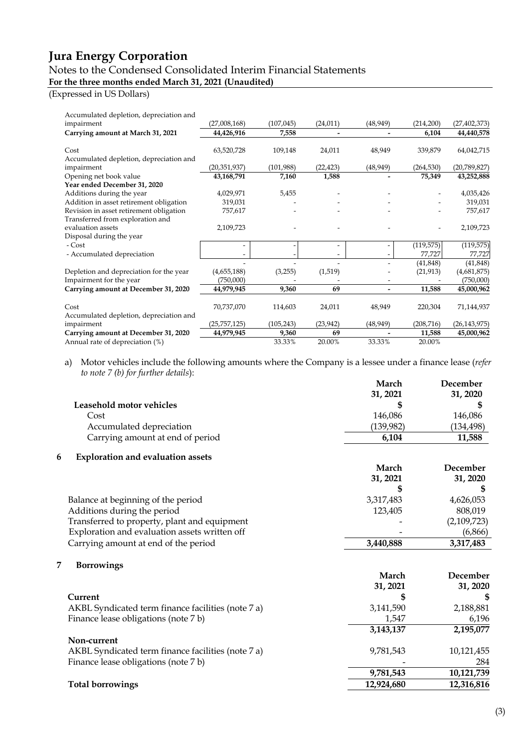# Jura Energy Corporation

Notes to the Condensed Consolidated Interim Financial Statements

**For the three months ended March 31, 2021 (Unaudited)**

(Expressed in US Dollars)

| | | | | | | |
|---|---|---|---|---|---|---|
| Accumulated depletion, depreciation and impairment | (27,008,168) | (107,045) | (24,011) | (48,949) | (214,200) | (27,402,373) |
| **Carrying amount at March 31, 2021** | **44,426,916** | **7,558** | **-** | **-** | **6,104** | **44,440,578** |
| | | | | | | |
| Cost | 63,520,728 | 109,148 | 24,011 | 48,949 | 339,879 | 64,042,715 |
| Accumulated depletion, depreciation and impairment | (20,351,937) | (101,988) | (22,423) | (48,949) | (264,530) | (20,789,827) |
| Opening net book value | 43,168,791 | 7,160 | 1,588 | - | 75,349 | 43,252,888 |
| **Year ended December 31, 2020** | | | | | | |
| Additions during the year | 4,029,971 | 5,455 | - | - | - | 4,035,426 |
| Addition in asset retirement obligation | 319,031 | - | - | - | - | 319,031 |
| Revision in asset retirement obligation | 757,617 | - | - | - | - | 757,617 |
| Transferred from exploration and evaluation assets | 2,109,723 | - | - | - | - | 2,109,723 |
| Disposal during the year | | | | | | |
| - Cost | - | - | - | - | (119,575) | (119,575) |
| - Accumulated depreciation | - | - | - | - | 77,727 | 77,727 |
| | - | - | - | - | (41,848) | (41,848) |
| Depletion and depreciation for the year | (4,655,188) | (3,255) | (1,519) | - | (21,913) | (4,681,875) |
| Impairment for the year | (750,000) | - | - | - | - | (750,000) |
| **Carrying amount at December 31, 2020** | **44,979,945** | **9,360** | **69** | **-** | **11,588** | **45,000,962** |
| | | | | | | |
| Cost | 70,737,070 | 114,603 | 24,011 | 48,949 | 220,304 | 71,144,937 |
| Accumulated depletion, depreciation and impairment | (25,757,125) | (105,243) | (23,942) | (48,949) | (208,716) | (26,143,975) |
| **Carrying amount at December 31, 2020** | **44,979,945** | **9,360** | **69** | **-** | **11,588** | **45,000,962** |
| Annual rate of depreciation (%) | | 33.33% | 20.00% | 33.33% | 20.00% | |

a) Motor vehicles include the following amounts where the Company is a lessee under a finance lease (*refer to note 7 (b) for further details*):

| | March 31, 2021 | December 31, 2020 |
|---|---|---|
| **Leasehold motor vehicles** | **$** | **$** |
| Cost | 146,086 | 146,086 |
| Accumulated depreciation | (139,982) | (134,498) |
| Carrying amount at end of period | **6,104** | **11,588** |

## 6 Exploration and evaluation assets

| | March 31, 2021 | December 31, 2020 |
|---|---|---|
| | **$** | **$** |
| Balance at beginning of the period | 3,317,483 | 4,626,053 |
| Additions during the period | 123,405 | 808,019 |
| Transferred to property, plant and equipment | - | (2,109,723) |
| Exploration and evaluation assets written off | - | (6,866) |
| Carrying amount at end of the period | **3,440,888** | **3,317,483** |

## 7 Borrowings

| | March 31, 2021 | December 31, 2020 |
|---|---|---|
| **Current** | **$** | **$** |
| AKBL Syndicated term finance facilities (note 7 a) | 3,141,590 | 2,188,881 |
| Finance lease obligations (note 7 b) | 1,547 | 6,196 |
| | **3,143,137** | **2,195,077** |
| **Non-current** | | |
| AKBL Syndicated term finance facilities (note 7 a) | 9,781,543 | 10,121,455 |
| Finance lease obligations (note 7 b) | - | 284 |
| | **9,781,543** | **10,121,739** |
| **Total borrowings** | **12,924,680** | **12,316,816** |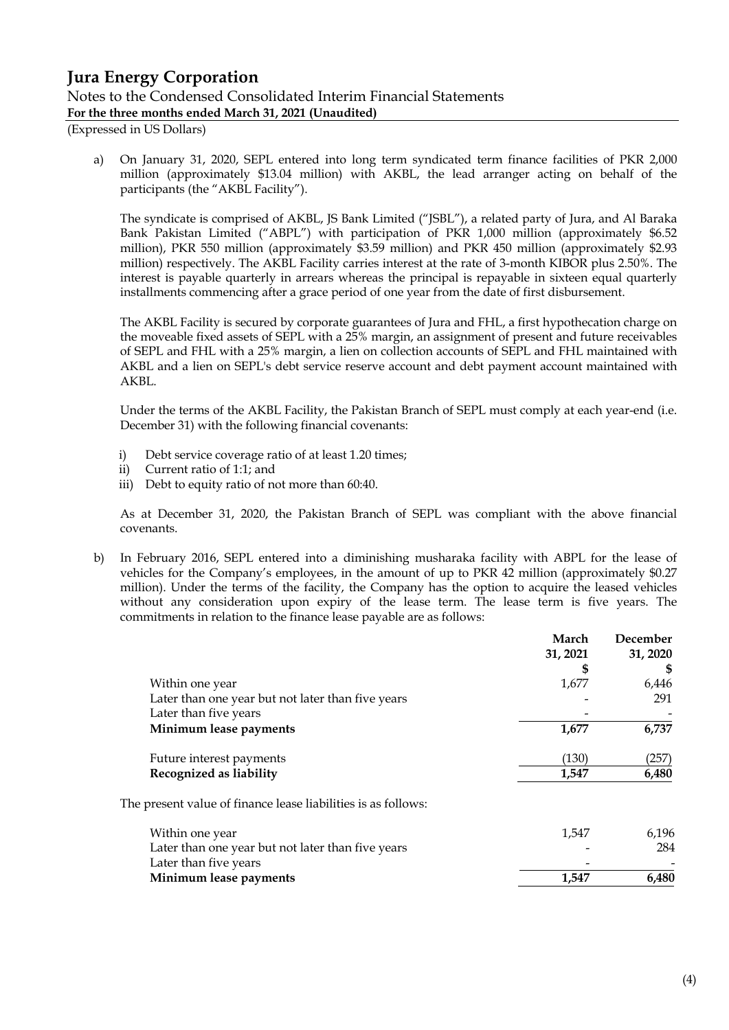a) On January 31, 2020, SEPL entered into long term syndicated term finance facilities of PKR 2,000 million (approximately \$13.04 million) with AKBL, the lead arranger acting on behalf of the participants (the "AKBL Facility").

The syndicate is comprised of AKBL, JS Bank Limited ("JSBL"), a related party of Jura, and Al Baraka Bank Pakistan Limited ("ABPL") with participation of PKR 1,000 million (approximately \$6.52 million), PKR 550 million (approximately \$3.59 million) and PKR 450 million (approximately \$2.93 million) respectively. The AKBL Facility carries interest at the rate of 3-month KIBOR plus 2.50%. The interest is payable quarterly in arrears whereas the principal is repayable in sixteen equal quarterly installments commencing after a grace period of one year from the date of first disbursement.

The AKBL Facility is secured by corporate guarantees of Jura and FHL, a first hypothecation charge on the moveable fixed assets of SEPL with a 25% margin, an assignment of present and future receivables of SEPL and FHL with a 25% margin, a lien on collection accounts of SEPL and FHL maintained with AKBL and a lien on SEPL's debt service reserve account and debt payment account maintained with AKBL.

Under the terms of the AKBL Facility, the Pakistan Branch of SEPL must comply at each year-end (i.e. December 31) with the following financial covenants:

i) Debt service coverage ratio of at least 1.20 times;
ii) Current ratio of 1:1; and
iii) Debt to equity ratio of not more than 60:40.

As at December 31, 2020, the Pakistan Branch of SEPL was compliant with the above financial covenants.

b) In February 2016, SEPL entered into a diminishing musharaka facility with ABPL for the lease of vehicles for the Company's employees, in the amount of up to PKR 42 million (approximately \$0.27 million). Under the terms of the facility, the Company has the option to acquire the leased vehicles without any consideration upon expiry of the lease term. The lease term is five years. The commitments in relation to the finance lease payable are as follows:

| | March 31, 2021 | December 31, 2020 |
|---|---|---|
| | \$ | \$ |
| Within one year | 1,677 | 6,446 |
| Later than one year but not later than five years | - | 291 |
| Later than five years | - | - |
| **Minimum lease payments** | **1,677** | **6,737** |
| Future interest payments | (130) | (257) |
| **Recognized as liability** | **1,547** | **6,480** |

The present value of finance lease liabilities is as follows:

| | March 31, 2021 | December 31, 2020 |
|---|---|---|
| Within one year | 1,547 | 6,196 |
| Later than one year but not later than five years | - | 284 |
| Later than five years | - | - |
| **Minimum lease payments** | **1,547** | **6,480** |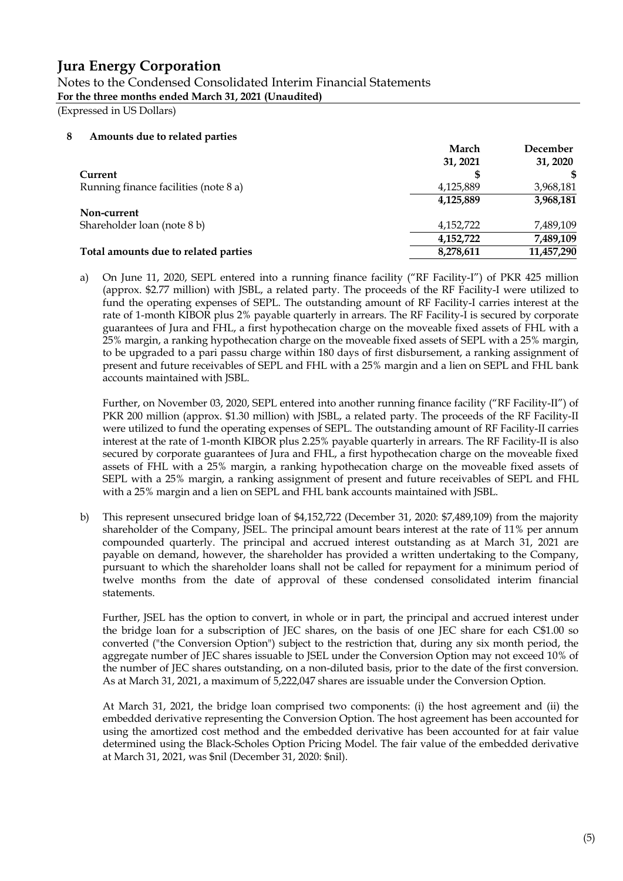## 8 Amounts due to related parties

| | March 31, 2021 | December 31, 2020 |
|---|---|---|
| **Current** | **$** | **$** |
| Running finance facilities (note 8 a) | 4,125,889 | 3,968,181 |
| | **4,125,889** | **3,968,181** |
| **Non-current** | | |
| Shareholder loan (note 8 b) | 4,152,722 | 7,489,109 |
| | **4,152,722** | **7,489,109** |
| **Total amounts due to related parties** | **8,278,611** | **11,457,290** |

a) On June 11, 2020, SEPL entered into a running finance facility ("RF Facility-I") of PKR 425 million (approx. $2.77 million) with JSBL, a related party. The proceeds of the RF Facility-I were utilized to fund the operating expenses of SEPL. The outstanding amount of RF Facility-I carries interest at the rate of 1-month KIBOR plus 2% payable quarterly in arrears. The RF Facility-I is secured by corporate guarantees of Jura and FHL, a first hypothecation charge on the moveable fixed assets of FHL with a 25% margin, a ranking hypothecation charge on the moveable fixed assets of SEPL with a 25% margin, to be upgraded to a pari passu charge within 180 days of first disbursement, a ranking assignment of present and future receivables of SEPL and FHL with a 25% margin and a lien on SEPL and FHL bank accounts maintained with JSBL.

   Further, on November 03, 2020, SEPL entered into another running finance facility ("RF Facility-II") of PKR 200 million (approx. $1.30 million) with JSBL, a related party. The proceeds of the RF Facility-II were utilized to fund the operating expenses of SEPL. The outstanding amount of RF Facility-II carries interest at the rate of 1-month KIBOR plus 2.25% payable quarterly in arrears. The RF Facility-II is also secured by corporate guarantees of Jura and FHL, a first hypothecation charge on the moveable fixed assets of FHL with a 25% margin, a ranking hypothecation charge on the moveable fixed assets of SEPL with a 25% margin, a ranking assignment of present and future receivables of SEPL and FHL with a 25% margin and a lien on SEPL and FHL bank accounts maintained with JSBL.

b) This represent unsecured bridge loan of $4,152,722 (December 31, 2020: $7,489,109) from the majority shareholder of the Company, JSEL. The principal amount bears interest at the rate of 11% per annum compounded quarterly. The principal and accrued interest outstanding as at March 31, 2021 are payable on demand, however, the shareholder has provided a written undertaking to the Company, pursuant to which the shareholder loans shall not be called for repayment for a minimum period of twelve months from the date of approval of these condensed consolidated interim financial statements.

   Further, JSEL has the option to convert, in whole or in part, the principal and accrued interest under the bridge loan for a subscription of JEC shares, on the basis of one JEC share for each C$1.00 so converted ("the Conversion Option") subject to the restriction that, during any six month period, the aggregate number of JEC shares issuable to JSEL under the Conversion Option may not exceed 10% of the number of JEC shares outstanding, on a non-diluted basis, prior to the date of the first conversion. As at March 31, 2021, a maximum of 5,222,047 shares are issuable under the Conversion Option.

   At March 31, 2021, the bridge loan comprised two components: (i) the host agreement and (ii) the embedded derivative representing the Conversion Option. The host agreement has been accounted for using the amortized cost method and the embedded derivative has been accounted for at fair value determined using the Black-Scholes Option Pricing Model. The fair value of the embedded derivative at March 31, 2021, was $nil (December 31, 2020: $nil).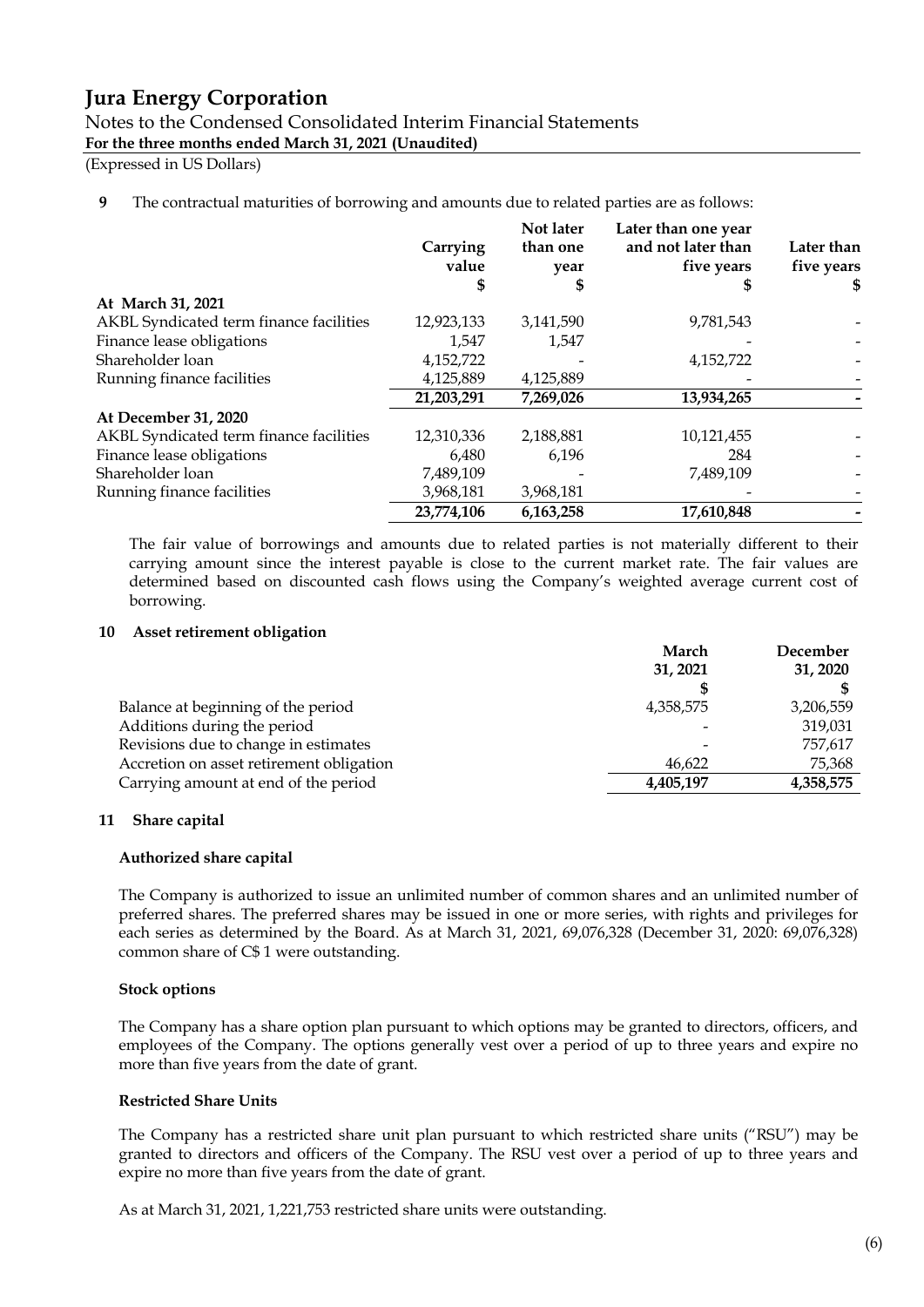**9** The contractual maturities of borrowing and amounts due to related parties are as follows:

| | Carrying value | Not later than one year | Later than one year and not later than five years | Later than five years |
|---|---|---|---|---|
| | $ | $ | $ | $ |
| **At March 31, 2021** | | | | |
| AKBL Syndicated term finance facilities | 12,923,133 | 3,141,590 | 9,781,543 | - |
| Finance lease obligations | 1,547 | 1,547 | - | - |
| Shareholder loan | 4,152,722 | - | 4,152,722 | - |
| Running finance facilities | 4,125,889 | 4,125,889 | - | - |
| | **21,203,291** | **7,269,026** | **13,934,265** | **-** |
| **At December 31, 2020** | | | | |
| AKBL Syndicated term finance facilities | 12,310,336 | 2,188,881 | 10,121,455 | - |
| Finance lease obligations | 6,480 | 6,196 | 284 | - |
| Shareholder loan | 7,489,109 | - | 7,489,109 | - |
| Running finance facilities | 3,968,181 | 3,968,181 | - | - |
| | **23,774,106** | **6,163,258** | **17,610,848** | **-** |

The fair value of borrowings and amounts due to related parties is not materially different to their carrying amount since the interest payable is close to the current market rate. The fair values are determined based on discounted cash flows using the Company's weighted average current cost of borrowing.

## 10 Asset retirement obligation

| | March 31, 2021 | December 31, 2020 |
|---|---|---|
| | $ | $ |
| Balance at beginning of the period | 4,358,575 | 3,206,559 |
| Additions during the period | - | 319,031 |
| Revisions due to change in estimates | - | 757,617 |
| Accretion on asset retirement obligation | 46,622 | 75,368 |
| Carrying amount at end of the period | **4,405,197** | **4,358,575** |

## 11 Share capital

### Authorized share capital

The Company is authorized to issue an unlimited number of common shares and an unlimited number of preferred shares. The preferred shares may be issued in one or more series, with rights and privileges for each series as determined by the Board. As at March 31, 2021, 69,076,328 (December 31, 2020: 69,076,328) common share of C$ 1 were outstanding.

### Stock options

The Company has a share option plan pursuant to which options may be granted to directors, officers, and employees of the Company. The options generally vest over a period of up to three years and expire no more than five years from the date of grant.

### Restricted Share Units

The Company has a restricted share unit plan pursuant to which restricted share units ("RSU") may be granted to directors and officers of the Company. The RSU vest over a period of up to three years and expire no more than five years from the date of grant.

As at March 31, 2021, 1,221,753 restricted share units were outstanding.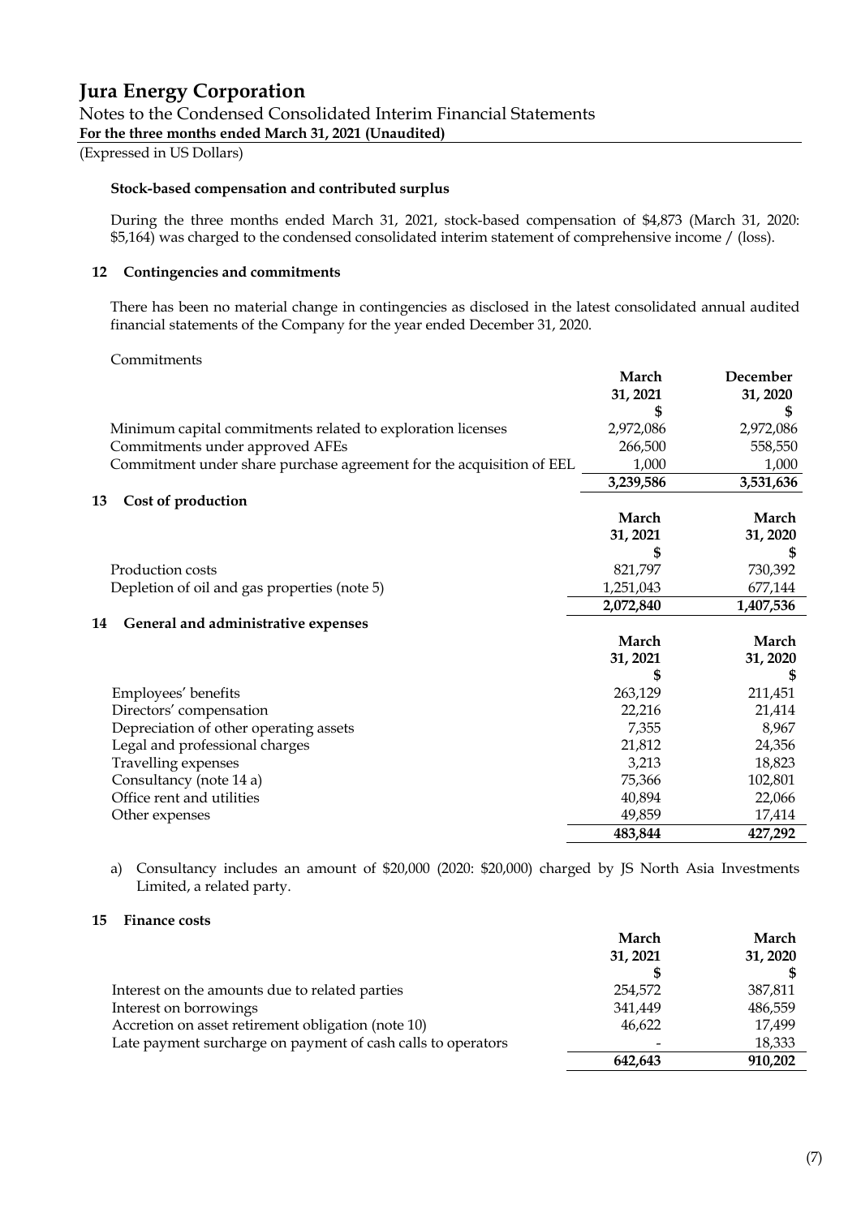**Stock-based compensation and contributed surplus**

During the three months ended March 31, 2021, stock-based compensation of $4,873 (March 31, 2020: $5,164) was charged to the condensed consolidated interim statement of comprehensive income / (loss).

## 12 Contingencies and commitments

There has been no material change in contingencies as disclosed in the latest consolidated annual audited financial statements of the Company for the year ended December 31, 2020.

Commitments

| | March 31, 2021 | December 31, 2020 |
|---|---|---|
| | $ | $ |
| Minimum capital commitments related to exploration licenses | 2,972,086 | 2,972,086 |
| Commitments under approved AFEs | 266,500 | 558,550 |
| Commitment under share purchase agreement for the acquisition of EEL | 1,000 | 1,000 |
| | **3,239,586** | **3,531,636** |

## 13 Cost of production

| | March 31, 2021 | March 31, 2020 |
|---|---|---|
| | $ | $ |
| Production costs | 821,797 | 730,392 |
| Depletion of oil and gas properties (note 5) | 1,251,043 | 677,144 |
| | **2,072,840** | **1,407,536** |

## 14 General and administrative expenses

| | March 31, 2021 | March 31, 2020 |
|---|---|---|
| | $ | $ |
| Employees' benefits | 263,129 | 211,451 |
| Directors' compensation | 22,216 | 21,414 |
| Depreciation of other operating assets | 7,355 | 8,967 |
| Legal and professional charges | 21,812 | 24,356 |
| Travelling expenses | 3,213 | 18,823 |
| Consultancy (note 14 a) | 75,366 | 102,801 |
| Office rent and utilities | 40,894 | 22,066 |
| Other expenses | 49,859 | 17,414 |
| | **483,844** | **427,292** |

a) Consultancy includes an amount of $20,000 (2020: $20,000) charged by JS North Asia Investments Limited, a related party.

## 15 Finance costs

| | March 31, 2021 | March 31, 2020 |
|---|---|---|
| | $ | $ |
| Interest on the amounts due to related parties | 254,572 | 387,811 |
| Interest on borrowings | 341,449 | 486,559 |
| Accretion on asset retirement obligation (note 10) | 46,622 | 17,499 |
| Late payment surcharge on payment of cash calls to operators | - | 18,333 |
| | **642,643** | **910,202** |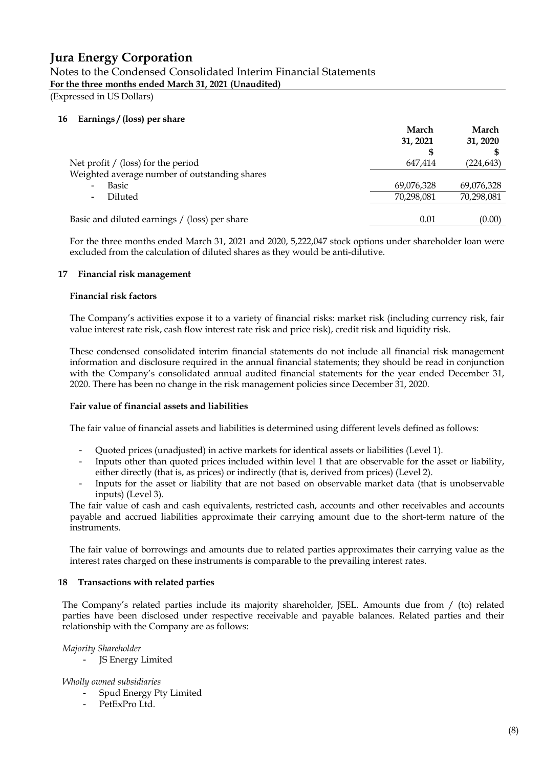## 16 Earnings / (loss) per share

| | March 31, 2021 | March 31, 2020 |
|---|---|---|
| | $ | $ |
| Net profit / (loss) for the period | 647,414 | (224,643) |
| Weighted average number of outstanding shares | | |
| - Basic | 69,076,328 | 69,076,328 |
| - Diluted | 70,298,081 | 70,298,081 |
| Basic and diluted earnings / (loss) per share | 0.01 | (0.00) |

For the three months ended March 31, 2021 and 2020, 5,222,047 stock options under shareholder loan were excluded from the calculation of diluted shares as they would be anti-dilutive.

## 17 Financial risk management

### Financial risk factors

The Company's activities expose it to a variety of financial risks: market risk (including currency risk, fair value interest rate risk, cash flow interest rate risk and price risk), credit risk and liquidity risk.

These condensed consolidated interim financial statements do not include all financial risk management information and disclosure required in the annual financial statements; they should be read in conjunction with the Company's consolidated annual audited financial statements for the year ended December 31, 2020. There has been no change in the risk management policies since December 31, 2020.

### Fair value of financial assets and liabilities

The fair value of financial assets and liabilities is determined using different levels defined as follows:

- Quoted prices (unadjusted) in active markets for identical assets or liabilities (Level 1).
- Inputs other than quoted prices included within level 1 that are observable for the asset or liability, either directly (that is, as prices) or indirectly (that is, derived from prices) (Level 2).
- Inputs for the asset or liability that are not based on observable market data (that is unobservable inputs) (Level 3).

The fair value of cash and cash equivalents, restricted cash, accounts and other receivables and accounts payable and accrued liabilities approximate their carrying amount due to the short-term nature of the instruments.

The fair value of borrowings and amounts due to related parties approximates their carrying value as the interest rates charged on these instruments is comparable to the prevailing interest rates.

## 18 Transactions with related parties

The Company's related parties include its majority shareholder, JSEL. Amounts due from / (to) related parties have been disclosed under respective receivable and payable balances. Related parties and their relationship with the Company are as follows:

*Majority Shareholder*

- JS Energy Limited

*Wholly owned subsidiaries*

- Spud Energy Pty Limited
- PetExPro Ltd.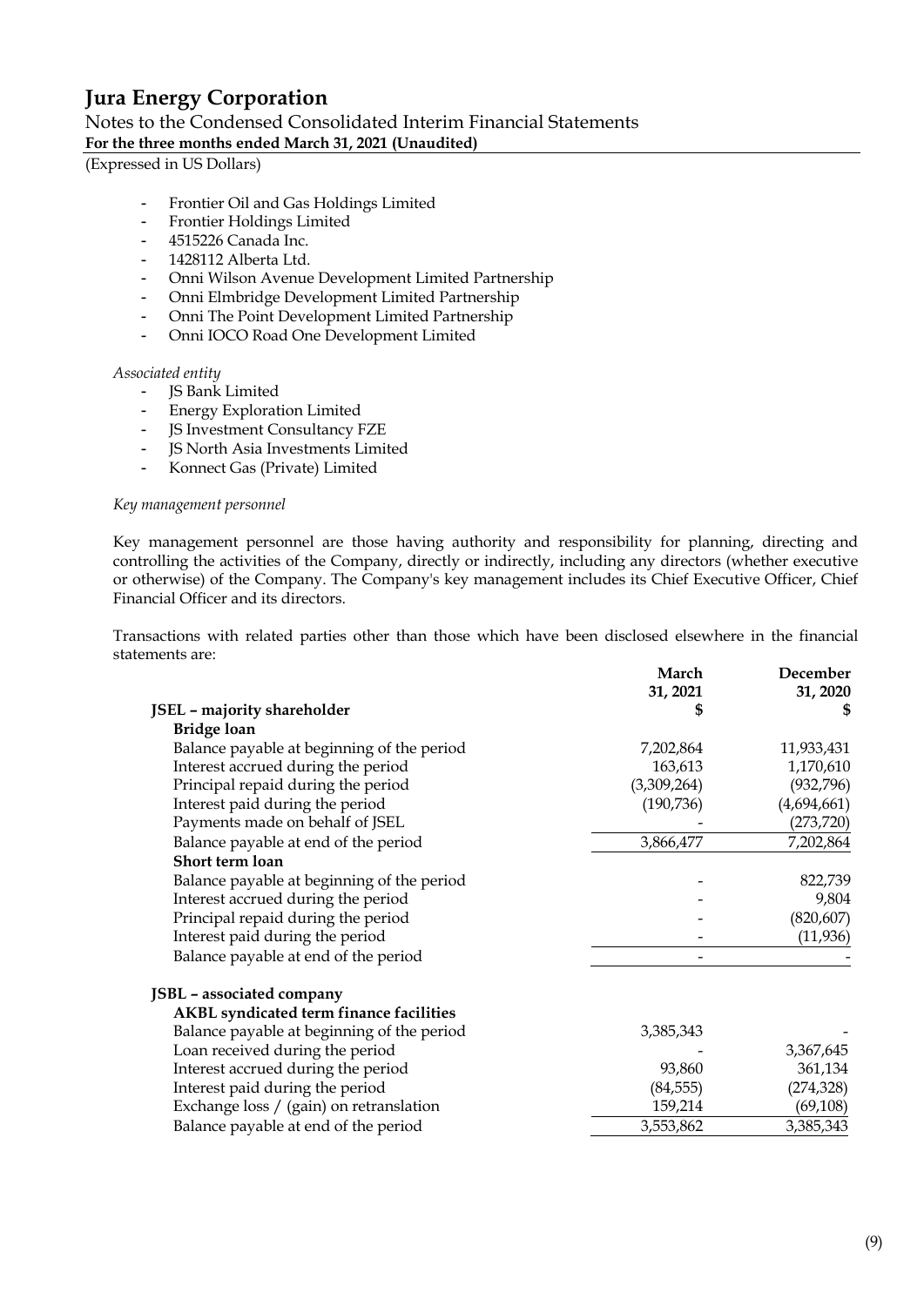- Frontier Oil and Gas Holdings Limited
- Frontier Holdings Limited
- 4515226 Canada Inc.
- 1428112 Alberta Ltd.
- Onni Wilson Avenue Development Limited Partnership
- Onni Elmbridge Development Limited Partnership
- Onni The Point Development Limited Partnership
- Onni IOCO Road One Development Limited

*Associated entity*

- JS Bank Limited
- Energy Exploration Limited
- JS Investment Consultancy FZE
- JS North Asia Investments Limited
- Konnect Gas (Private) Limited

*Key management personnel*

Key management personnel are those having authority and responsibility for planning, directing and controlling the activities of the Company, directly or indirectly, including any directors (whether executive or otherwise) of the Company. The Company's key management includes its Chief Executive Officer, Chief Financial Officer and its directors.

Transactions with related parties other than those which have been disclosed elsewhere in the financial statements are:

| | March 31, 2021 $ | December 31, 2020 $ |
|---|---|---|
| **JSEL – majority shareholder** | | |
| **Bridge loan** | | |
| Balance payable at beginning of the period | 7,202,864 | 11,933,431 |
| Interest accrued during the period | 163,613 | 1,170,610 |
| Principal repaid during the period | (3,309,264) | (932,796) |
| Interest paid during the period | (190,736) | (4,694,661) |
| Payments made on behalf of JSEL | - | (273,720) |
| Balance payable at end of the period | 3,866,477 | 7,202,864 |
| **Short term loan** | | |
| Balance payable at beginning of the period | - | 822,739 |
| Interest accrued during the period | - | 9,804 |
| Principal repaid during the period | - | (820,607) |
| Interest paid during the period | - | (11,936) |
| Balance payable at end of the period | - | - |
| **JSBL – associated company** | | |
| **AKBL syndicated term finance facilities** | | |
| Balance payable at beginning of the period | 3,385,343 | - |
| Loan received during the period | - | 3,367,645 |
| Interest accrued during the period | 93,860 | 361,134 |
| Interest paid during the period | (84,555) | (274,328) |
| Exchange loss / (gain) on retranslation | 159,214 | (69,108) |
| Balance payable at end of the period | 3,553,862 | 3,385,343 |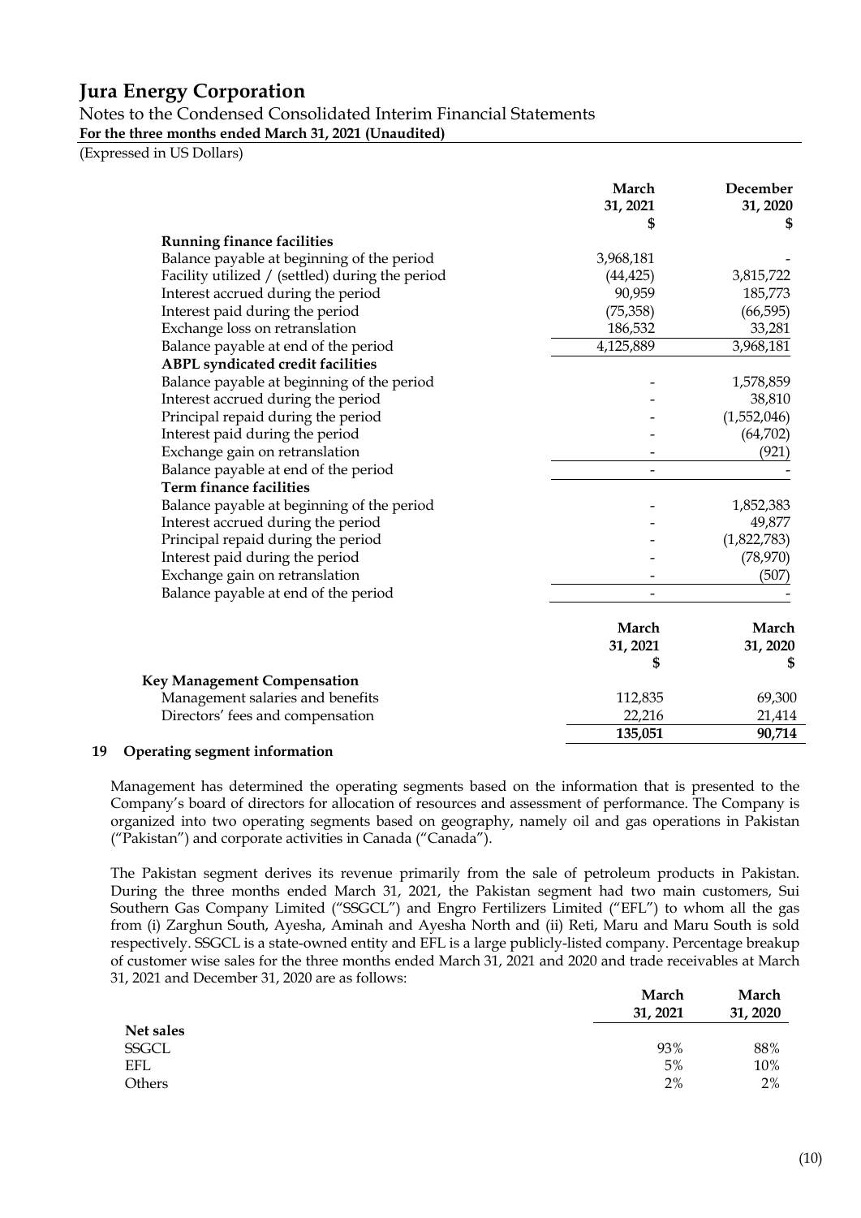|  | March 31, 2021 $ | December 31, 2020 $ |
|---|---|---|
| **Running finance facilities** |  |  |
| Balance payable at beginning of the period | 3,968,181 | - |
| Facility utilized / (settled) during the period | (44,425) | 3,815,722 |
| Interest accrued during the period | 90,959 | 185,773 |
| Interest paid during the period | (75,358) | (66,595) |
| Exchange loss on retranslation | 186,532 | 33,281 |
| Balance payable at end of the period | 4,125,889 | 3,968,181 |
| **ABPL syndicated credit facilities** |  |  |
| Balance payable at beginning of the period | - | 1,578,859 |
| Interest accrued during the period | - | 38,810 |
| Principal repaid during the period | - | (1,552,046) |
| Interest paid during the period | - | (64,702) |
| Exchange gain on retranslation | - | (921) |
| Balance payable at end of the period | - | - |
| **Term finance facilities** |  |  |
| Balance payable at beginning of the period | - | 1,852,383 |
| Interest accrued during the period | - | 49,877 |
| Principal repaid during the period | - | (1,822,783) |
| Interest paid during the period | - | (78,970) |
| Exchange gain on retranslation | - | (507) |
| Balance payable at end of the period | - | - |

|  | March 31, 2021 $ | March 31, 2020 $ |
|---|---|---|
| **Key Management Compensation** |  |  |
| Management salaries and benefits | 112,835 | 69,300 |
| Directors' fees and compensation | 22,216 | 21,414 |
|  | **135,051** | **90,714** |

## 19 Operating segment information

Management has determined the operating segments based on the information that is presented to the Company's board of directors for allocation of resources and assessment of performance. The Company is organized into two operating segments based on geography, namely oil and gas operations in Pakistan ("Pakistan") and corporate activities in Canada ("Canada").

The Pakistan segment derives its revenue primarily from the sale of petroleum products in Pakistan. During the three months ended March 31, 2021, the Pakistan segment had two main customers, Sui Southern Gas Company Limited ("SSGCL") and Engro Fertilizers Limited ("EFL") to whom all the gas from (i) Zarghun South, Ayesha, Aminah and Ayesha North and (ii) Reti, Maru and Maru South is sold respectively. SSGCL is a state-owned entity and EFL is a large publicly-listed company. Percentage breakup of customer wise sales for the three months ended March 31, 2021 and 2020 and trade receivables at March 31, 2021 and December 31, 2020 are as follows:

|  | March 31, 2021 | March 31, 2020 |
|---|---|---|
| **Net sales** |  |  |
| SSGCL | 93% | 88% |
| EFL | 5% | 10% |
| Others | 2% | 2% |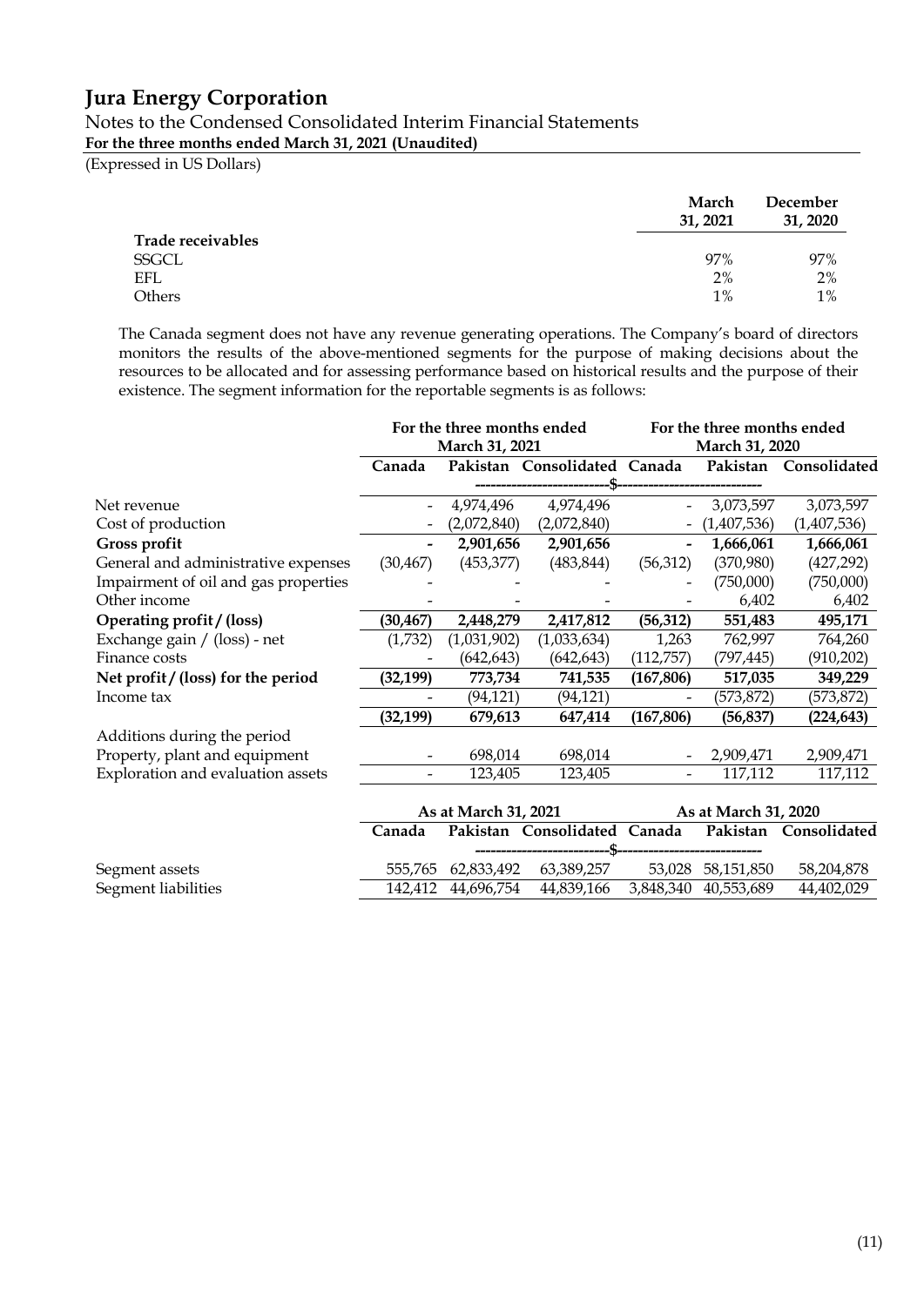# Jura Energy Corporation

Notes to the Condensed Consolidated Interim Financial Statements

**For the three months ended March 31, 2021 (Unaudited)**

(Expressed in US Dollars)

| | March 31, 2021 | December 31, 2020 |
|---|---|---|
| **Trade receivables** | | |
| SSGCL | 97% | 97% |
| EFL | 2% | 2% |
| Others | 1% | 1% |

The Canada segment does not have any revenue generating operations. The Company's board of directors monitors the results of the above-mentioned segments for the purpose of making decisions about the resources to be allocated and for assessing performance based on historical results and the purpose of their existence. The segment information for the reportable segments is as follows:

| | For the three months ended March 31, 2021 | | | For the three months ended March 31, 2020 | | |
|---|---|---|---|---|---|---|
| | Canada | Pakistan | Consolidated | Canada | Pakistan | Consolidated |
| | ---------------------------$--------------------------- | | | | | |
| Net revenue | - | 4,974,496 | 4,974,496 | - | 3,073,597 | 3,073,597 |
| Cost of production | - | (2,072,840) | (2,072,840) | - | (1,407,536) | (1,407,536) |
| **Gross profit** | **-** | **2,901,656** | **2,901,656** | **-** | **1,666,061** | **1,666,061** |
| General and administrative expenses | (30,467) | (453,377) | (483,844) | (56,312) | (370,980) | (427,292) |
| Impairment of oil and gas properties | - | - | - | - | (750,000) | (750,000) |
| Other income | - | - | - | - | 6,402 | 6,402 |
| **Operating profit / (loss)** | **(30,467)** | **2,448,279** | **2,417,812** | **(56,312)** | **551,483** | **495,171** |
| Exchange gain / (loss) - net | (1,732) | (1,031,902) | (1,033,634) | 1,263 | 762,997 | 764,260 |
| Finance costs | - | (642,643) | (642,643) | (112,757) | (797,445) | (910,202) |
| **Net profit / (loss) for the period** | **(32,199)** | **773,734** | **741,535** | **(167,806)** | **517,035** | **349,229** |
| Income tax | - | (94,121) | (94,121) | - | (573,872) | (573,872) |
| | **(32,199)** | **679,613** | **647,414** | **(167,806)** | **(56,837)** | **(224,643)** |
| Additions during the period | | | | | | |
| Property, plant and equipment | - | 698,014 | 698,014 | - | 2,909,471 | 2,909,471 |
| Exploration and evaluation assets | - | 123,405 | 123,405 | - | 117,112 | 117,112 |

| | As at March 31, 2021 | | | As at March 31, 2020 | | |
|---|---|---|---|---|---|---|
| | Canada | Pakistan | Consolidated | Canada | Pakistan | Consolidated |
| | ---------------------------$--------------------------- | | | | | |
| Segment assets | 555,765 | 62,833,492 | 63,389,257 | 53,028 | 58,151,850 | 58,204,878 |
| Segment liabilities | 142,412 | 44,696,754 | 44,839,166 | 3,848,340 | 40,553,689 | 44,402,029 |